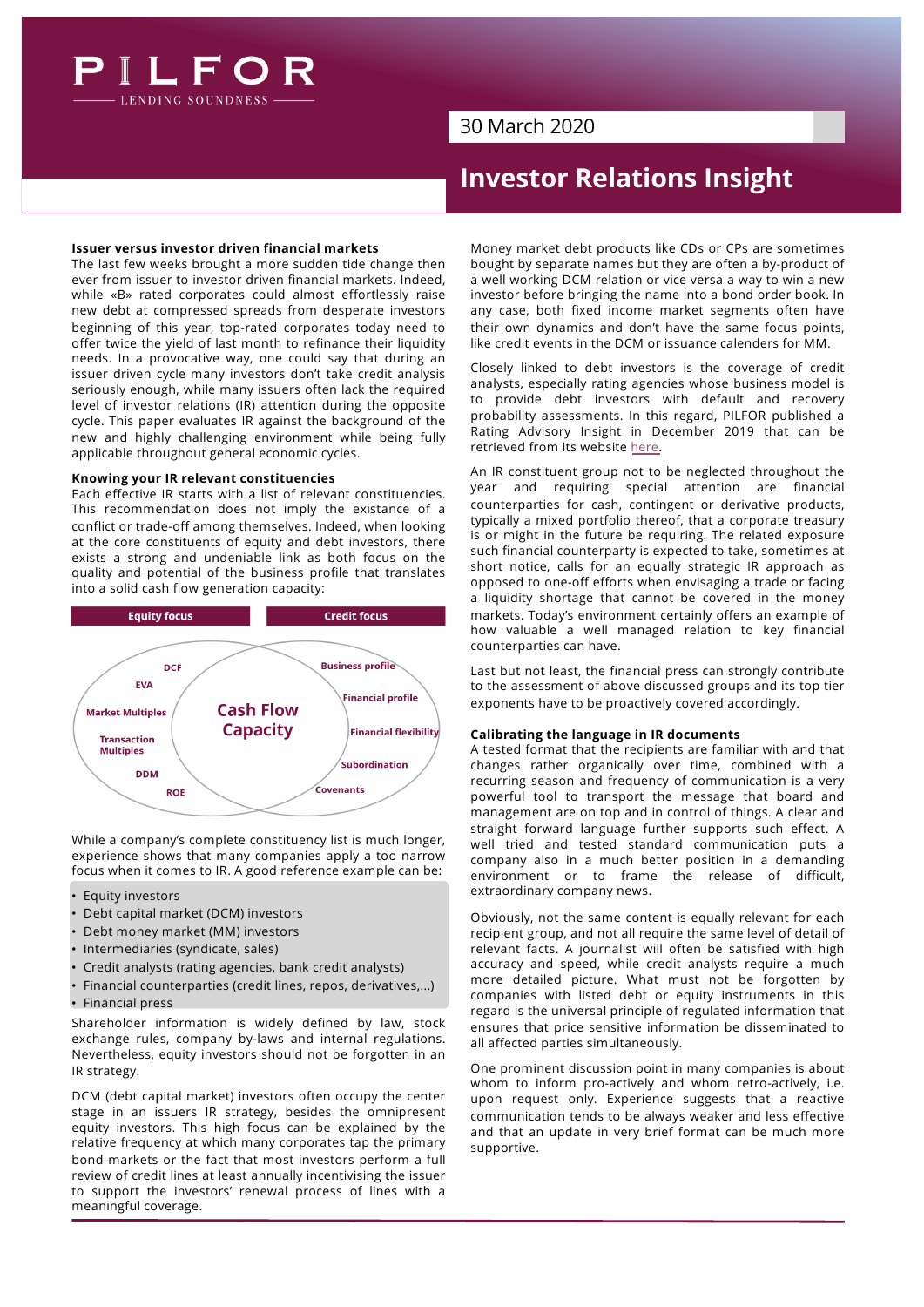PILFOR — LENDING SOUNDNESS

30 March 2020

# Investor Relations Insight

### Issuer versus investor driven financial markets

The last few weeks brought a more sudden tide change then ever from issuer to investor driven financial markets. Indeed, while «B» rated corporates could almost effortlessly raise new debt at compressed spreads from desperate investors beginning of this year, top-rated corporates today need to offer twice the yield of last month to refinance their liquidity needs. In a provocative way, one could say that during an issuer driven cycle many investors don't take credit analysis seriously enough, while many issuers often lack the required level of investor relations (IR) attention during the opposite cycle. This paper evaluates IR against the background of the new and highly challenging environment while being fully applicable throughout general economic cycles.

### Knowing your IR relevant constituencies

Each effective IR starts with a list of relevant constituencies. This recommendation does not imply the existance of a conflict or trade-off among themselves. Indeed, when looking at the core constituents of equity and debt investors, there exists a strong and undeniable link as both focus on the quality and potential of the business profile that translates into a solid cash flow generation capacity:

| Equity focus | | Credit focus |
|---|---|---|
| DCF | | Business profile |
| EVA | | Financial profile |
| Market Multiples | **Cash Flow Capacity** | Financial flexibility |
| Transaction Multiples | | Subordination |
| DDM | | Covenants |
| ROE | | |

While a company's complete constituency list is much longer, experience shows that many companies apply a too narrow focus when it comes to IR. A good reference example can be:

- Equity investors
- Debt capital market (DCM) investors
- Debt money market (MM) investors
- Intermediaries (syndicate, sales)
- Credit analysts (rating agencies, bank credit analysts)
- Financial counterparties (credit lines, repos, derivatives,...)
- Financial press

Shareholder information is widely defined by law, stock exchange rules, company by-laws and internal regulations. Nevertheless, equity investors should not be forgotten in an IR strategy.

DCM (debt capital market) investors often occupy the center stage in an issuers IR strategy, besides the omnipresent equity investors. This high focus can be explained by the relative frequency at which many corporates tap the primary bond markets or the fact that most investors perform a full review of credit lines at least annually incentivising the issuer to support the investors' renewal process of lines with a meaningful coverage.

Money market debt products like CDs or CPs are sometimes bought by separate names but they are often a by-product of a well working DCM relation or vice versa a way to win a new investor before bringing the name into a bond order book. In any case, both fixed income market segments often have their own dynamics and don't have the same focus points, like credit events in the DCM or issuance calenders for MM.

Closely linked to debt investors is the coverage of credit analysts, especially rating agencies whose business model is to provide debt investors with default and recovery probability assessments. In this regard, PILFOR published a Rating Advisory Insight in December 2019 that can be retrieved from its website here.

An IR constituent group not to be neglected throughout the year and requiring special attention are financial counterparties for cash, contingent or derivative products, typically a mixed portfolio thereof, that a corporate treasury is or might in the future be requiring. The related exposure such financial counterparty is expected to take, sometimes at short notice, calls for an equally strategic IR approach as opposed to one-off efforts when envisaging a trade or facing a liquidity shortage that cannot be covered in the money markets. Today's environment certainly offers an example of how valuable a well managed relation to key financial counterparties can have.

Last but not least, the financial press can strongly contribute to the assessment of above discussed groups and its top tier exponents have to be proactively covered accordingly.

### Calibrating the language in IR documents

A tested format that the recipients are familiar with and that changes rather organically over time, combined with a recurring season and frequency of communication is a very powerful tool to transport the message that board and management are on top and in control of things. A clear and straight forward language further supports such effect. A well tried and tested standard communication puts a company also in a much better position in a demanding environment or to frame the release of difficult, extraordinary company news.

Obviously, not the same content is equally relevant for each recipient group, and not all require the same level of detail of relevant facts. A journalist will often be satisfied with high accuracy and speed, while credit analysts require a much more detailed picture. What must not be forgotten by companies with listed debt or equity instruments in this regard is the universal principle of regulated information that ensures that price sensitive information be disseminated to all affected parties simultaneously.

One prominent discussion point in many companies is about whom to inform pro-actively and whom retro-actively, i.e. upon request only. Experience suggests that a reactive communication tends to be always weaker and less effective and that an update in very brief format can be much more supportive.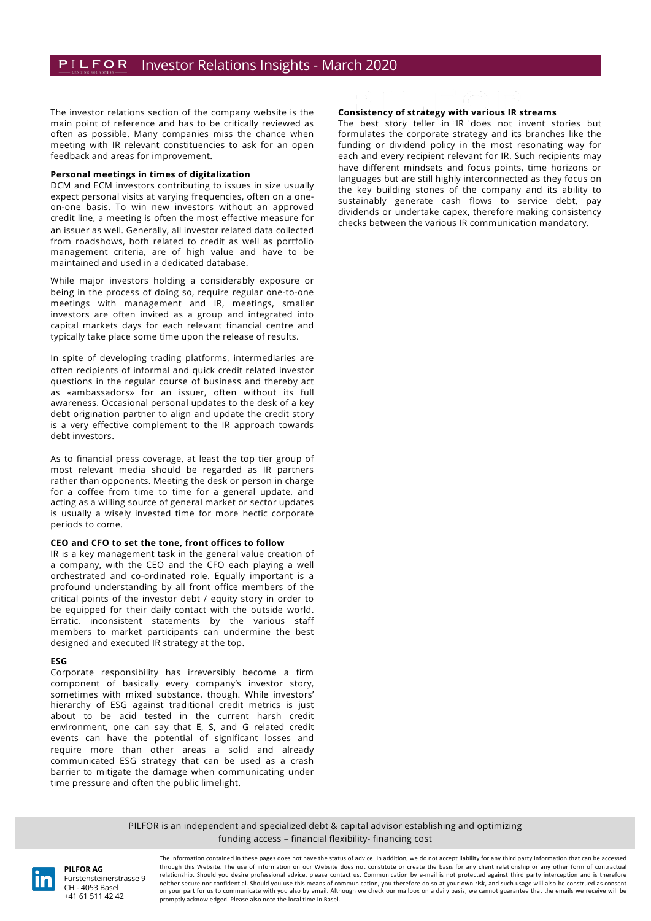The investor relations section of the company website is the main point of reference and has to be critically reviewed as often as possible. Many companies miss the chance when meeting with IR relevant constituencies to ask for an open feedback and areas for improvement.

**Personal meetings in times of digitalization**

DCM and ECM investors contributing to issues in size usually expect personal visits at varying frequencies, often on a one-on-one basis. To win new investors without an approved credit line, a meeting is often the most effective measure for an issuer as well. Generally, all investor related data collected from roadshows, both related to credit as well as portfolio management criteria, are of high value and have to be maintained and used in a dedicated database.

While major investors holding a considerably exposure or being in the process of doing so, require regular one-to-one meetings with management and IR, meetings, smaller investors are often invited as a group and integrated into capital markets days for each relevant financial centre and typically take place some time upon the release of results.

In spite of developing trading platforms, intermediaries are often recipients of informal and quick credit related investor questions in the regular course of business and thereby act as «ambassadors» for an issuer, often without its full awareness. Occasional personal updates to the desk of a key debt origination partner to align and update the credit story is a very effective complement to the IR approach towards debt investors.

As to financial press coverage, at least the top tier group of most relevant media should be regarded as IR partners rather than opponents. Meeting the desk or person in charge for a coffee from time to time for a general update, and acting as a willing source of general market or sector updates is usually a wisely invested time for more hectic corporate periods to come.

**CEO and CFO to set the tone, front offices to follow**

IR is a key management task in the general value creation of a company, with the CEO and the CFO each playing a well orchestrated and co-ordinated role. Equally important is a profound understanding by all front office members of the critical points of the investor debt / equity story in order to be equipped for their daily contact with the outside world. Erratic, inconsistent statements by the various staff members to market participants can undermine the best designed and executed IR strategy at the top.

**ESG**

Corporate responsibility has irreversibly become a firm component of basically every company's investor story, sometimes with mixed substance, though. While investors' hierarchy of ESG against traditional credit metrics is just about to be acid tested in the current harsh credit environment, one can say that E, S, and G related credit events can have the potential of significant losses and require more than other areas a solid and already communicated ESG strategy that can be used as a crash barrier to mitigate the damage when communicating under time pressure and often the public limelight.

**Consistency of strategy with various IR streams**

The best story teller in IR does not invent stories but formulates the corporate strategy and its branches like the funding or dividend policy in the most resonating way for each and every recipient relevant for IR. Such recipients may have different mindsets and focus points, time horizons or languages but are still highly interconnected as they focus on the key building stones of the company and its ability to sustainably generate cash flows to service debt, pay dividends or undertake capex, therefore making consistency checks between the various IR communication mandatory.

PILFOR is an independent and specialized debt & capital advisor establishing and optimizing funding access – financial flexibility- financing cost

**PILFOR AG**
Fürstensteinerstrasse 9
CH - 4053 Basel
+41 61 511 42 42

The information contained in these pages does not have the status of advice. In addition, we do not accept liability for any third party information that can be accessed through this Website. The use of information on our Website does not constitute or create the basis for any client relationship or any other form of contractual relationship. Should you desire professional advice, please contact us. Communication by e-mail is not protected against third party interception and is therefore neither secure nor confidential. Should you use this means of communication, you therefore do so at your own risk, and such usage will also be construed as consent on your part for us to communicate with you also by email. Although we check our mailbox on a daily basis, we cannot guarantee that the emails we receive will be promptly acknowledged. Please also note the local time in Basel.